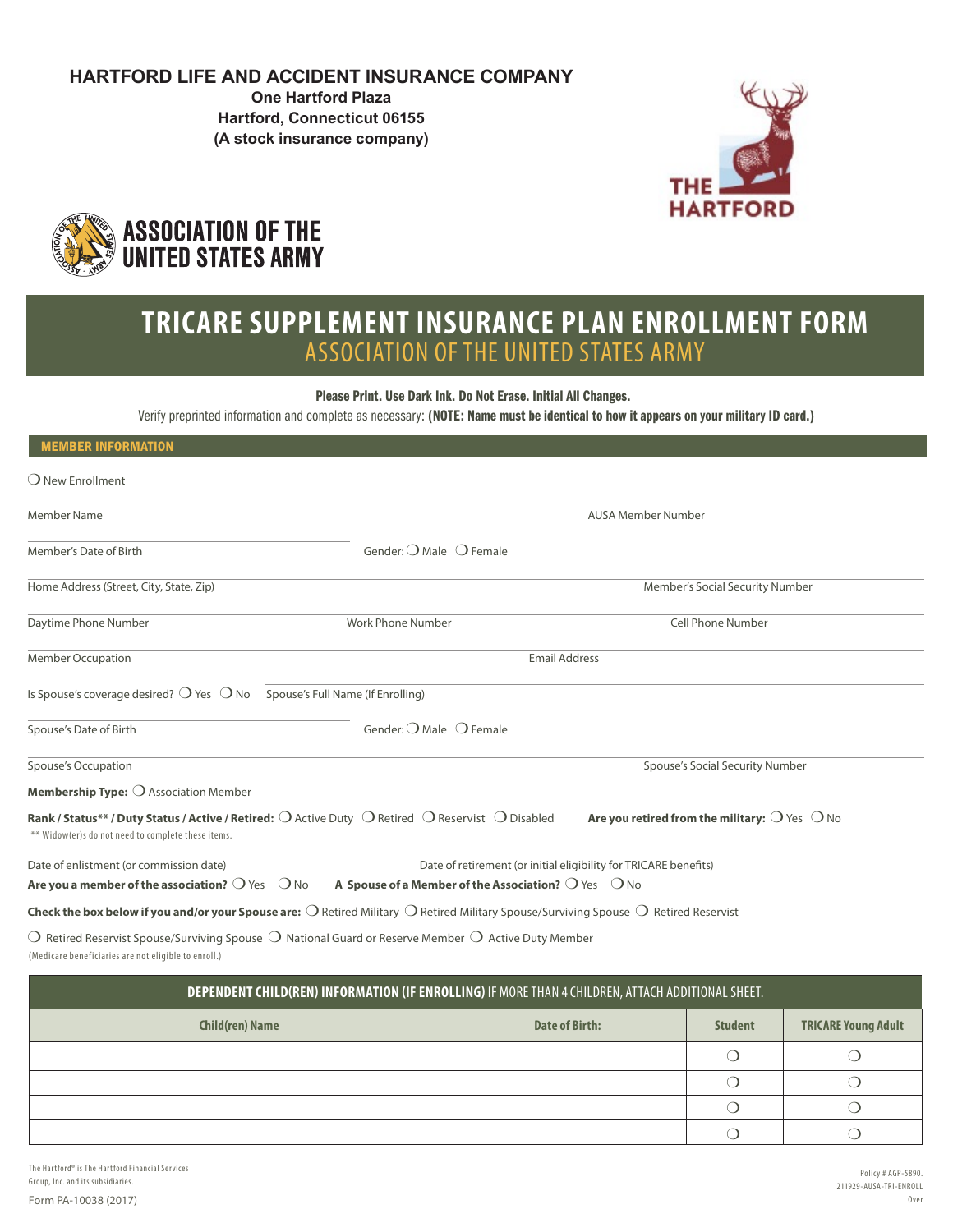**HARTFORD LIFE AND ACCIDENT INSURANCE COMPANY**
**One Hartford Plaza**
**Hartford, Connecticut 06155**
**(A stock insurance company)**

THE HARTFORD

ASSOCIATION OF THE UNITED STATES ARMY

# TRICARE SUPPLEMENT INSURANCE PLAN ENROLLMENT FORM
## ASSOCIATION OF THE UNITED STATES ARMY

**Please Print. Use Dark Ink. Do Not Erase. Initial All Changes.**

Verify preprinted information and complete as necessary: **(NOTE: Name must be identical to how it appears on your military ID card.)**

### MEMBER INFORMATION

❍ New Enrollment

Member Name ______________________ AUSA Member Number ______________________

Member's Date of Birth ______________________ Gender: ❍ Male ❍ Female

Home Address (Street, City, State, Zip) ______________________ Member's Social Security Number ______________________

Daytime Phone Number ______________________ Work Phone Number ______________________ Cell Phone Number ______________________

Member Occupation ______________________ Email Address ______________________

Is Spouse's coverage desired? ❍ Yes ❍ No Spouse's Full Name (If Enrolling) ______________________

Spouse's Date of Birth ______________________ Gender: ❍ Male ❍ Female

Spouse's Occupation ______________________ Spouse's Social Security Number ______________________

**Membership Type:** ❍ Association Member

**Rank / Status\*\* / Duty Status / Active / Retired:** ❍ Active Duty ❍ Retired ❍ Reservist ❍ Disabled **Are you retired from the military:** ❍ Yes ❍ No

\*\* Widow(er)s do not need to complete these items.

Date of enlistment (or commission date) ______________________ Date of retirement (or initial eligibility for TRICARE benefits) ______________________

**Are you a member of the association?** ❍ Yes ❍ No **A Spouse of a Member of the Association?** ❍ Yes ❍ No

**Check the box below if you and/or your Spouse are:** ❍ Retired Military ❍ Retired Military Spouse/Surviving Spouse ❍ Retired Reservist

❍ Retired Reservist Spouse/Surviving Spouse ❍ National Guard or Reserve Member ❍ Active Duty Member

(Medicare beneficiaries are not eligible to enroll.)

### DEPENDENT CHILD(REN) INFORMATION (IF ENROLLING) IF MORE THAN 4 CHILDREN, ATTACH ADDITIONAL SHEET.

| Child(ren) Name | Date of Birth: | Student | TRICARE Young Adult |
|---|---|---|---|
| | | ❍ | ❍ |
| | | ❍ | ❍ |
| | | ❍ | ❍ |
| | | ❍ | ❍ |

The Hartford® is The Hartford Financial Services Group, Inc. and its subsidiaries.

Form PA-10038 (2017)

Policy # AGP-5890.
211929-AUSA-TRI-ENROLL
Over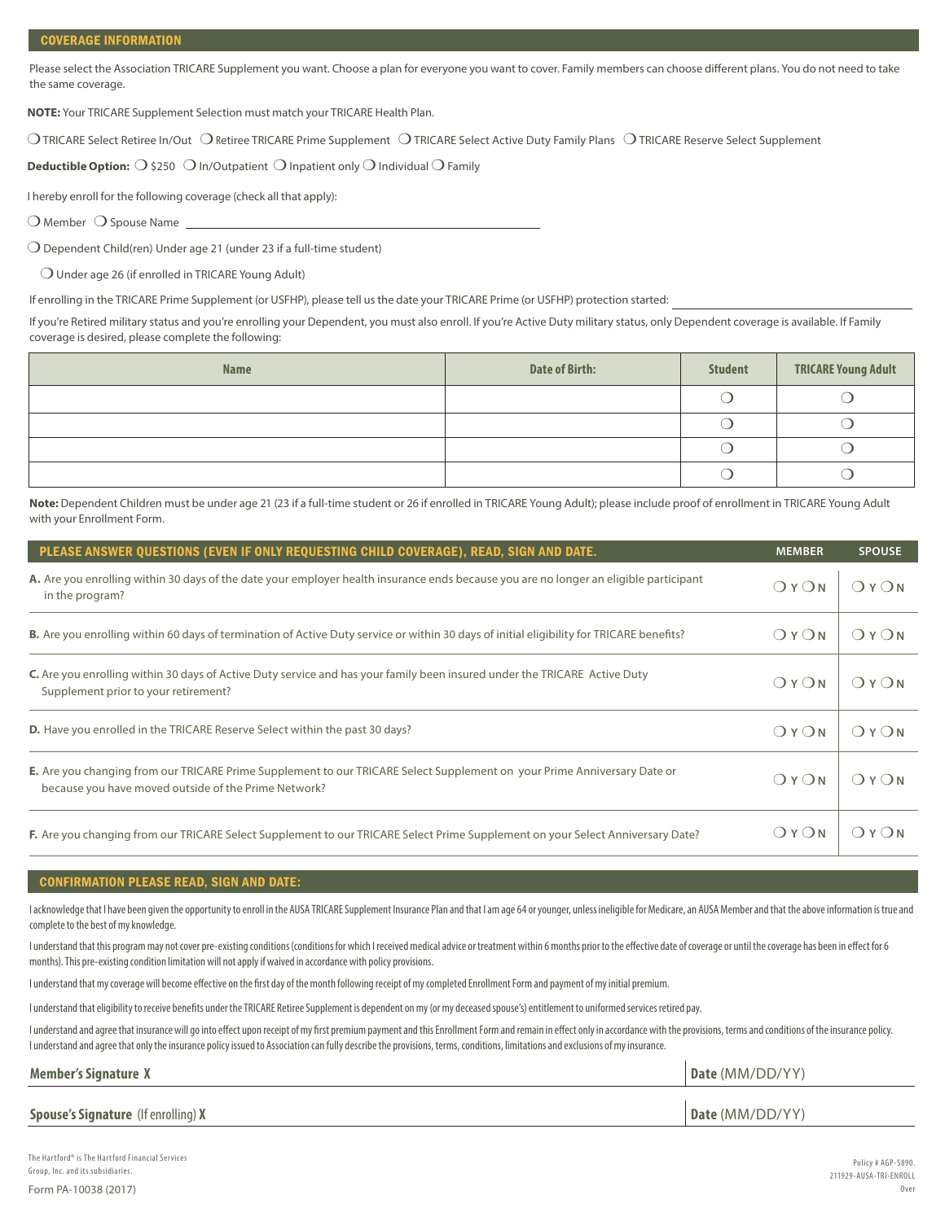## COVERAGE INFORMATION

Please select the Association TRICARE Supplement you want. Choose a plan for everyone you want to cover. Family members can choose different plans. You do not need to take the same coverage.

**NOTE:** Your TRICARE Supplement Selection must match your TRICARE Health Plan.

❍ TRICARE Select Retiree In/Out ❍ Retiree TRICARE Prime Supplement ❍ TRICARE Select Active Duty Family Plans ❍ TRICARE Reserve Select Supplement

**Deductible Option:** ❍ $250 ❍ In/Outpatient ❍ Inpatient only ❍ Individual ❍ Family

I hereby enroll for the following coverage (check all that apply):

❍ Member ❍ Spouse Name ______________________________

❍ Dependent Child(ren) Under age 21 (under 23 if a full-time student)

❍ Under age 26 (if enrolled in TRICARE Young Adult)

If enrolling in the TRICARE Prime Supplement (or USFHP), please tell us the date your TRICARE Prime (or USFHP) protection started: ______________________________

If you're Retired military status and you're enrolling your Dependent, you must also enroll. If you're Active Duty military status, only Dependent coverage is available. If Family coverage is desired, please complete the following:

| Name | Date of Birth: | Student | TRICARE Young Adult |
|---|---|---|---|
| | | ❍ | ❍ |
| | | ❍ | ❍ |
| | | ❍ | ❍ |
| | | ❍ | ❍ |

**Note:** Dependent Children must be under age 21 (23 if a full-time student or 26 if enrolled in TRICARE Young Adult); please include proof of enrollment in TRICARE Young Adult with your Enrollment Form.

| PLEASE ANSWER QUESTIONS (EVEN IF ONLY REQUESTING CHILD COVERAGE), READ, SIGN AND DATE. | MEMBER | SPOUSE |
|---|---|---|
| **A.** Are you enrolling within 30 days of the date your employer health insurance ends because you are no longer an eligible participant in the program? | ❍ Y ❍ N | ❍ Y ❍ N |
| **B.** Are you enrolling within 60 days of termination of Active Duty service or within 30 days of initial eligibility for TRICARE benefits? | ❍ Y ❍ N | ❍ Y ❍ N |
| **C.** Are you enrolling within 30 days of Active Duty service and has your family been insured under the TRICARE Active Duty Supplement prior to your retirement? | ❍ Y ❍ N | ❍ Y ❍ N |
| **D.** Have you enrolled in the TRICARE Reserve Select within the past 30 days? | ❍ Y ❍ N | ❍ Y ❍ N |
| **E.** Are you changing from our TRICARE Prime Supplement to our TRICARE Select Supplement on your Prime Anniversary Date or because you have moved outside of the Prime Network? | ❍ Y ❍ N | ❍ Y ❍ N |
| **F.** Are you changing from our TRICARE Select Supplement to our TRICARE Select Prime Supplement on your Select Anniversary Date? | ❍ Y ❍ N | ❍ Y ❍ N |

## CONFIRMATION PLEASE READ, SIGN AND DATE:

I acknowledge that I have been given the opportunity to enroll in the AUSA TRICARE Supplement Insurance Plan and that I am age 64 or younger, unless ineligible for Medicare, an AUSA Member and that the above information is true and complete to the best of my knowledge.

I understand that this program may not cover pre-existing conditions (conditions for which I received medical advice or treatment within 6 months prior to the effective date of coverage or until the coverage has been in effect for 6 months). This pre-existing condition limitation will not apply if waived in accordance with policy provisions.

I understand that my coverage will become effective on the first day of the month following receipt of my completed Enrollment Form and payment of my initial premium.

I understand that eligibility to receive benefits under the TRICARE Retiree Supplement is dependent on my (or my deceased spouse's) entitlement to uniformed services retired pay.

I understand and agree that insurance will go into effect upon receipt of my first premium payment and this Enrollment Form and remain in effect only in accordance with the provisions, terms and conditions of the insurance policy. I understand and agree that only the insurance policy issued to Association can fully describe the provisions, terms, conditions, limitations and exclusions of my insurance.

**Member's Signature X** ______________________________ **Date** (MM/DD/YY) ____________

**Spouse's Signature** (If enrolling) **X** ______________________________ **Date** (MM/DD/YY) ____________

The Hartford® is The Hartford Financial Services Group, Inc. and its subsidiaries.

Form PA-10038 (2017)

Policy # AGP-5890.
211929-AUSA-TRI-ENROLL

Over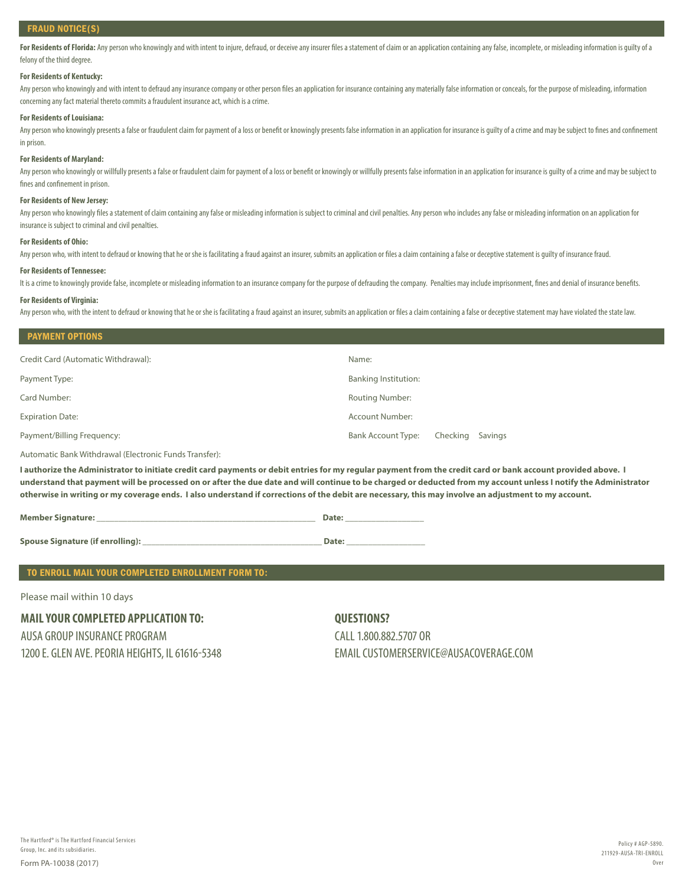## FRAUD NOTICE(S)

**For Residents of Florida:** Any person who knowingly and with intent to injure, defraud, or deceive any insurer files a statement of claim or an application containing any false, incomplete, or misleading information is guilty of a felony of the third degree.

**For Residents of Kentucky:**

Any person who knowingly and with intent to defraud any insurance company or other person files an application for insurance containing any materially false information or conceals, for the purpose of misleading, information concerning any fact material thereto commits a fraudulent insurance act, which is a crime.

**For Residents of Louisiana:**

Any person who knowingly presents a false or fraudulent claim for payment of a loss or benefit or knowingly presents false information in an application for insurance is guilty of a crime and may be subject to fines and confinement in prison.

**For Residents of Maryland:**

Any person who knowingly or willfully presents a false or fraudulent claim for payment of a loss or benefit or knowingly or willfully presents false information in an application for insurance is guilty of a crime and may be subject to fines and confinement in prison.

**For Residents of New Jersey:**

Any person who knowingly files a statement of claim containing any false or misleading information is subject to criminal and civil penalties. Any person who includes any false or misleading information on an application for insurance is subject to criminal and civil penalties.

**For Residents of Ohio:**

Any person who, with intent to defraud or knowing that he or she is facilitating a fraud against an insurer, submits an application or files a claim containing a false or deceptive statement is guilty of insurance fraud.

**For Residents of Tennessee:**

It is a crime to knowingly provide false, incomplete or misleading information to an insurance company for the purpose of defrauding the company. Penalties may include imprisonment, fines and denial of insurance benefits.

**For Residents of Virginia:**

Any person who, with the intent to defraud or knowing that he or she is facilitating a fraud against an insurer, submits an application or files a claim containing a false or deceptive statement may have violated the state law.

## PAYMENT OPTIONS

Credit Card (Automatic Withdrawal):

Payment Type:

Card Number:

Expiration Date:

Payment/Billing Frequency:

Name:

Banking Institution:

Routing Number:

Account Number:

Bank Account Type: Checking Savings

Automatic Bank Withdrawal (Electronic Funds Transfer):

**I authorize the Administrator to initiate credit card payments or debit entries for my regular payment from the credit card or bank account provided above. I understand that payment will be processed on or after the due date and will continue to be charged or deducted from my account unless I notify the Administrator otherwise in writing or my coverage ends. I also understand if corrections of the debit are necessary, this may involve an adjustment to my account.**

**Member Signature:** ______________________________ **Date:** ____________

**Spouse Signature (if enrolling):** ______________________________ **Date:** ____________

## TO ENROLL MAIL YOUR COMPLETED ENROLLMENT FORM TO:

Please mail within 10 days

**MAIL YOUR COMPLETED APPLICATION TO:**

AUSA GROUP INSURANCE PROGRAM

1200 E. GLEN AVE. PEORIA HEIGHTS, IL 61616-5348

**QUESTIONS?**

CALL 1.800.882.5707 OR

EMAIL CUSTOMERSERVICE@AUSACOVERAGE.COM

The Hartford® is The Hartford Financial Services Group, Inc. and its subsidiaries.

Form PA-10038 (2017)

Policy # AGP-5890.
211929-AUSA-TRI-ENROLL
Over